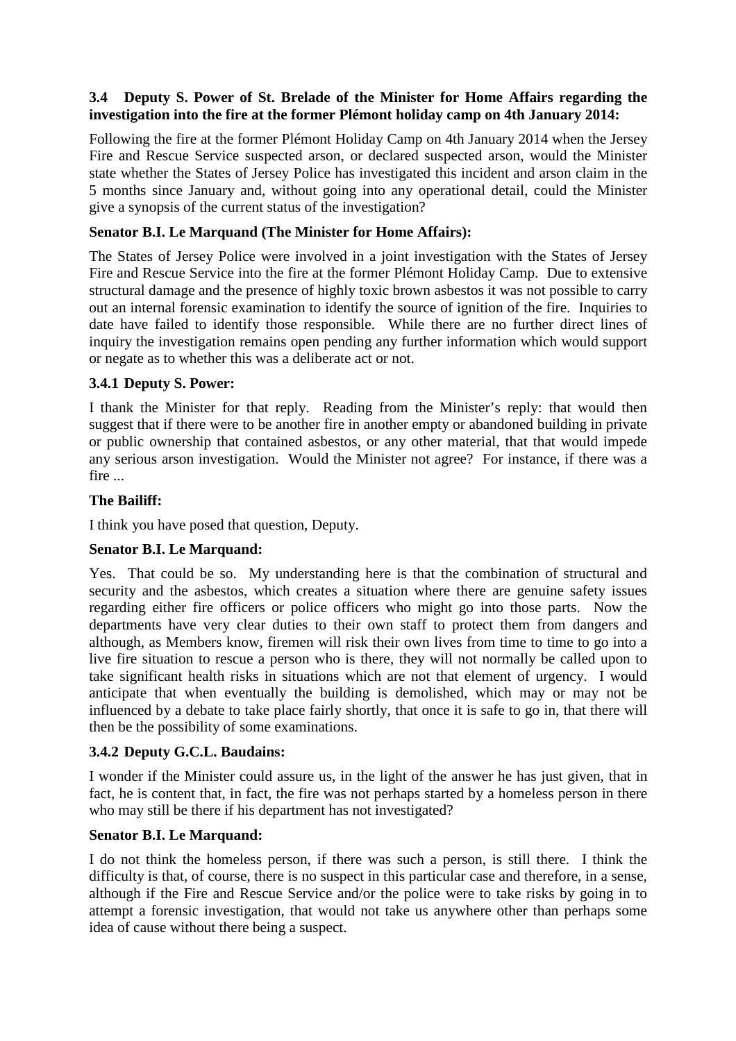### 3.4 Deputy S. Power of St. Brelade of the Minister for Home Affairs regarding the investigation into the fire at the former Plémont holiday camp on 4th January 2014:

Following the fire at the former Plémont Holiday Camp on 4th January 2014 when the Jersey Fire and Rescue Service suspected arson, or declared suspected arson, would the Minister state whether the States of Jersey Police has investigated this incident and arson claim in the 5 months since January and, without going into any operational detail, could the Minister give a synopsis of the current status of the investigation?

**Senator B.I. Le Marquand (The Minister for Home Affairs):**

The States of Jersey Police were involved in a joint investigation with the States of Jersey Fire and Rescue Service into the fire at the former Plémont Holiday Camp. Due to extensive structural damage and the presence of highly toxic brown asbestos it was not possible to carry out an internal forensic examination to identify the source of ignition of the fire. Inquiries to date have failed to identify those responsible. While there are no further direct lines of inquiry the investigation remains open pending any further information which would support or negate as to whether this was a deliberate act or not.

#### 3.4.1 Deputy S. Power:

I thank the Minister for that reply. Reading from the Minister's reply: that would then suggest that if there were to be another fire in another empty or abandoned building in private or public ownership that contained asbestos, or any other material, that that would impede any serious arson investigation. Would the Minister not agree? For instance, if there was a fire ...

**The Bailiff:**

I think you have posed that question, Deputy.

**Senator B.I. Le Marquand:**

Yes. That could be so. My understanding here is that the combination of structural and security and the asbestos, which creates a situation where there are genuine safety issues regarding either fire officers or police officers who might go into those parts. Now the departments have very clear duties to their own staff to protect them from dangers and although, as Members know, firemen will risk their own lives from time to time to go into a live fire situation to rescue a person who is there, they will not normally be called upon to take significant health risks in situations which are not that element of urgency. I would anticipate that when eventually the building is demolished, which may or may not be influenced by a debate to take place fairly shortly, that once it is safe to go in, that there will then be the possibility of some examinations.

#### 3.4.2 Deputy G.C.L. Baudains:

I wonder if the Minister could assure us, in the light of the answer he has just given, that in fact, he is content that, in fact, the fire was not perhaps started by a homeless person in there who may still be there if his department has not investigated?

**Senator B.I. Le Marquand:**

I do not think the homeless person, if there was such a person, is still there. I think the difficulty is that, of course, there is no suspect in this particular case and therefore, in a sense, although if the Fire and Rescue Service and/or the police were to take risks by going in to attempt a forensic investigation, that would not take us anywhere other than perhaps some idea of cause without there being a suspect.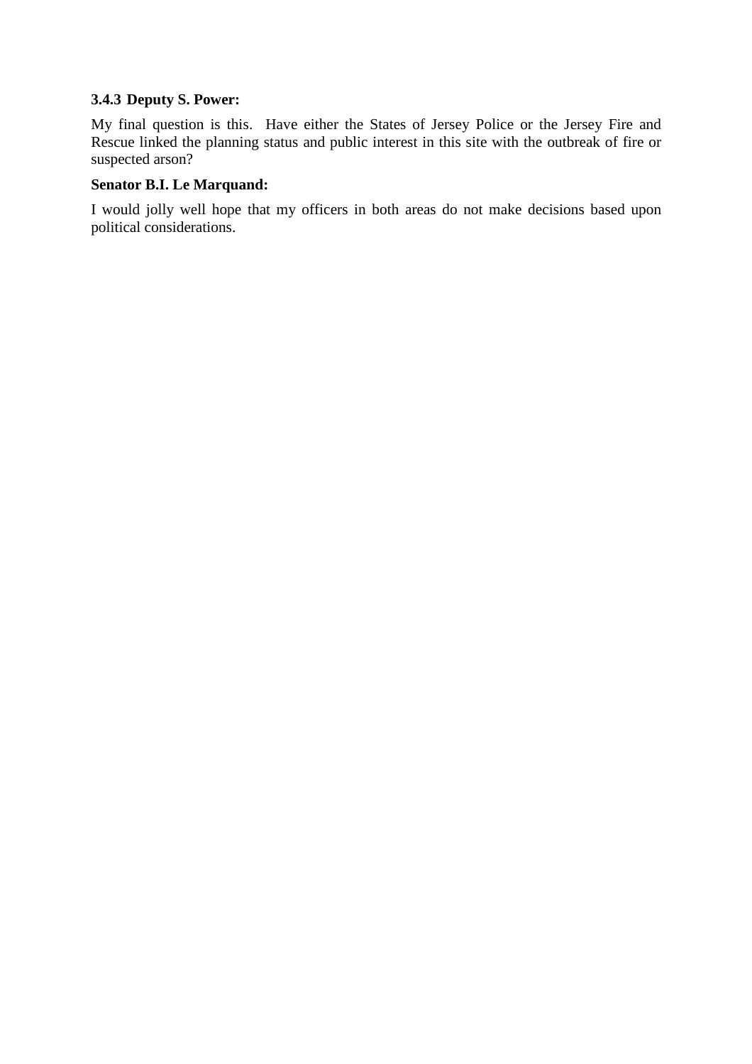**3.4.3 Deputy S. Power:**

My final question is this. Have either the States of Jersey Police or the Jersey Fire and Rescue linked the planning status and public interest in this site with the outbreak of fire or suspected arson?

**Senator B.I. Le Marquand:**

I would jolly well hope that my officers in both areas do not make decisions based upon political considerations.